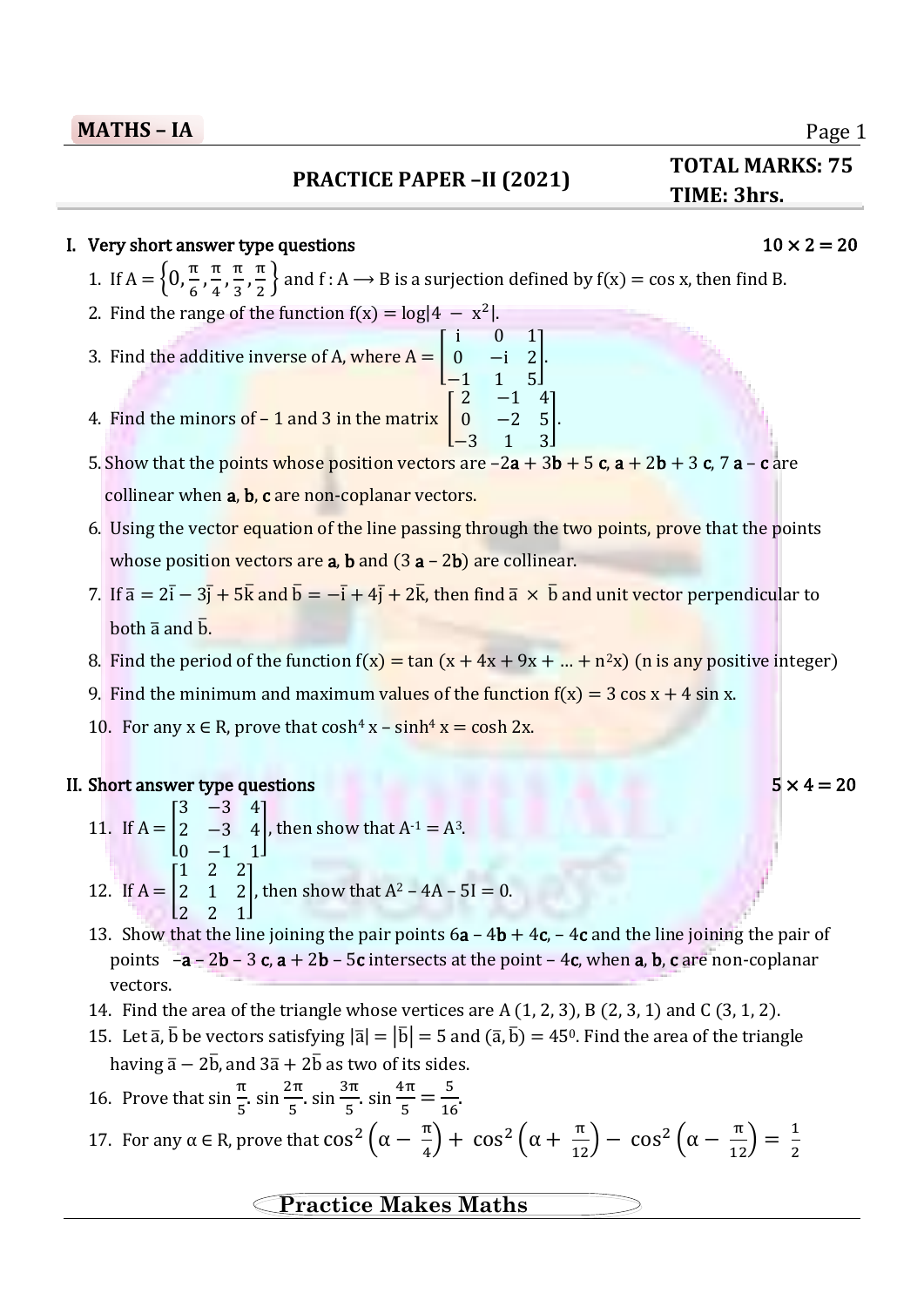**MATHS – IA**

## PRACTICE PAPER –II (2021)

**TOTAL MARKS: 75**
**TIME: 3hrs.**

### I. Very short answer type questions $\quad 10 \times 2 = 20$

1. If $A = \left\{0, \frac{\pi}{6}, \frac{\pi}{4}, \frac{\pi}{3}, \frac{\pi}{2}\right\}$ and $f : A \longrightarrow B$ is a surjection defined by $f(x) = \cos x$, then find B.
2. Find the range of the function $f(x) = \log|4 - x^2|$.
3. Find the additive inverse of A, where $A = \begin{bmatrix} i & 0 & 1 \\ 0 & -i & 2 \\ -1 & 1 & 5 \end{bmatrix}$.
4. Find the minors of – 1 and 3 in the matrix $\begin{bmatrix} 2 & -1 & 4 \\ 0 & -2 & 5 \\ -3 & 1 & 3 \end{bmatrix}$.
5. Show that the points whose position vectors are $-2\mathbf{a} + 3\mathbf{b} + 5\,\mathbf{c}$, $\mathbf{a} + 2\mathbf{b} + 3\,\mathbf{c}$, $7\,\mathbf{a} - \mathbf{c}$ are collinear when **a**, **b**, **c** are non-coplanar vectors.
6. Using the vector equation of the line passing through the two points, prove that the points whose position vectors are **a**, **b** and $(3\,\mathbf{a} - 2\mathbf{b})$ are collinear.
7. If $\bar{a} = 2\bar{i} - 3\bar{j} + 5\bar{k}$ and $\bar{b} = -\bar{i} + 4\bar{j} + 2\bar{k}$, then find $\bar{a} \times \bar{b}$ and unit vector perpendicular to both $\bar{a}$ and $\bar{b}$.
8. Find the period of the function $f(x) = \tan(x + 4x + 9x + \ldots + n^2x)$ (n is any positive integer)
9. Find the minimum and maximum values of the function $f(x) = 3\cos x + 4\sin x$.
10. For any $x \in R$, prove that $\cosh^4 x - \sinh^4 x = \cosh 2x$.

### II. Short answer type questions $\quad 5 \times 4 = 20$

11. If $A = \begin{bmatrix} 3 & -3 & 4 \\ 2 & -3 & 4 \\ 0 & -1 & 1 \end{bmatrix}$, then show that $A^{-1} = A^3$.
12. If $A = \begin{bmatrix} 1 & 2 & 2 \\ 2 & 1 & 2 \\ 2 & 2 & 1 \end{bmatrix}$, then show that $A^2 - 4A - 5I = 0$.
13. Show that the line joining the pair points $6\mathbf{a} - 4\mathbf{b} + 4\mathbf{c}$, $-4\mathbf{c}$ and the line joining the pair of points $-\mathbf{a} - 2\mathbf{b} - 3\,\mathbf{c}$, $\mathbf{a} + 2\mathbf{b} - 5\mathbf{c}$ intersects at the point $-4\mathbf{c}$, when **a**, **b**, **c** are non-coplanar vectors.
14. Find the area of the triangle whose vertices are A (1, 2, 3), B (2, 3, 1) and C (3, 1, 2).
15. Let $\bar{a}, \bar{b}$ be vectors satisfying $|\bar{a}| = |\bar{b}| = 5$ and $(\bar{a}, \bar{b}) = 45^0$. Find the area of the triangle having $\bar{a} - 2\bar{b}$, and $3\bar{a} + 2\bar{b}$ as two of its sides.
16. Prove that $\sin\frac{\pi}{5} \cdot \sin\frac{2\pi}{5} \cdot \sin\frac{3\pi}{5} \cdot \sin\frac{4\pi}{5} = \frac{5}{16}$.
17. For any $\alpha \in R$, prove that $\cos^2\left(\alpha - \frac{\pi}{4}\right) + \cos^2\left(\alpha + \frac{\pi}{12}\right) - \cos^2\left(\alpha - \frac{\pi}{12}\right) = \frac{1}{2}$

**Practice Makes Maths**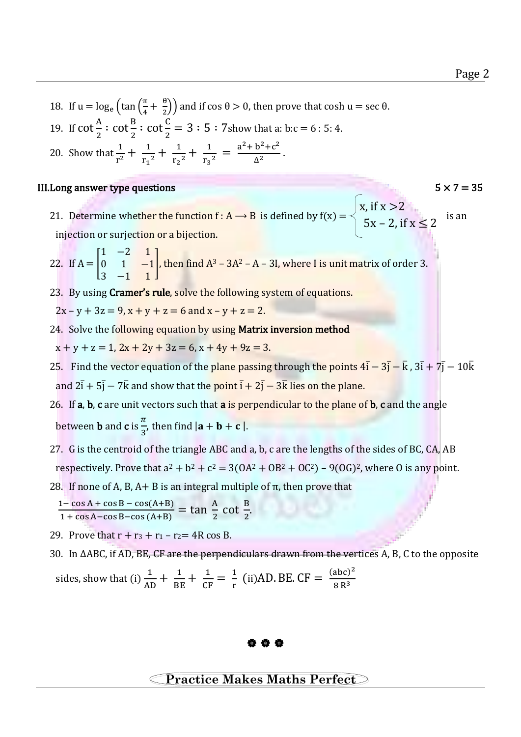18. If $u = \log_e\left(\tan\left(\frac{\pi}{4} + \frac{\theta}{2}\right)\right)$ and if $\cos\theta > 0$, then prove that $\cosh u = \sec\theta$.
19. If $\cot\frac{A}{2} : \cot\frac{B}{2} : \cot\frac{C}{2} = 3 : 5 : 7$ show that a: b:c = 6 : 5: 4.
20. Show that $\frac{1}{r^2} + \frac{1}{{r_1}^2} + \frac{1}{{r_2}^2} + \frac{1}{{r_3}^2} = \frac{a^2 + b^2 + c^2}{\Delta^2}$.

**III.Long answer type questions** **$5 \times 7 = 35$**

21. Determine whether the function $f : A \longrightarrow B$ is defined by $f(x) = \begin{cases} x, \text{ if } x > 2 \\ 5x - 2, \text{ if } x \leq 2 \end{cases}$ is an injection or surjection or a bijection.
22. If $A = \begin{bmatrix} 1 & -2 & 1 \\ 0 & 1 & -1 \\ 3 & -1 & 1 \end{bmatrix}$, then find $A^3 - 3A^2 - A - 3I$, where I is unit matrix of order 3.
23. By using **Cramer's rule**, solve the following system of equations.
    $2x - y + 3z = 9$, $x + y + z = 6$ and $x - y + z = 2$.
24. Solve the following equation by using **Matrix inversion method**
    $x + y + z = 1$, $2x + 2y + 3z = 6$, $x + 4y + 9z = 3$.
25. Find the vector equation of the plane passing through the points $4\bar{i} - 3\bar{j} - \bar{k}$, $3\bar{i} + 7\bar{j} - 10\bar{k}$ and $2\bar{i} + 5\bar{j} - 7\bar{k}$ and show that the point $\bar{i} + 2\bar{j} - 3\bar{k}$ lies on the plane.
26. If **a**, **b**, **c** are unit vectors such that **a** is perpendicular to the plane of **b**, **c** and the angle between **b** and **c** is $\frac{\pi}{3}$, then find $|\mathbf{a} + \mathbf{b} + \mathbf{c}|$.
27. G is the centroid of the triangle ABC and a, b, c are the lengths of the sides of BC, CA, AB respectively. Prove that $a^2 + b^2 + c^2 = 3(OA^2 + OB^2 + OC^2) - 9(OG)^2$, where O is any point.
28. If none of A, B, A+ B is an integral multiple of $\pi$, then prove that
    $\frac{1 - \cos A + \cos B - \cos(A+B)}{1 + \cos A - \cos B - \cos(A+B)} = \tan\frac{A}{2}\cot\frac{B}{2}$.
29. Prove that $r + r_3 + r_1 - r_2 = 4R\cos B$.
30. In $\Delta ABC$, if AD, BE, CF are the perpendiculars drawn from the vertices A, B, C to the opposite sides, show that (i) $\frac{1}{AD} + \frac{1}{BE} + \frac{1}{CF} = \frac{1}{r}$ (ii) $AD.\,BE.\,CF = \frac{(abc)^2}{8R^3}$

❁ ❁ ❁

Practice Makes Maths Perfect